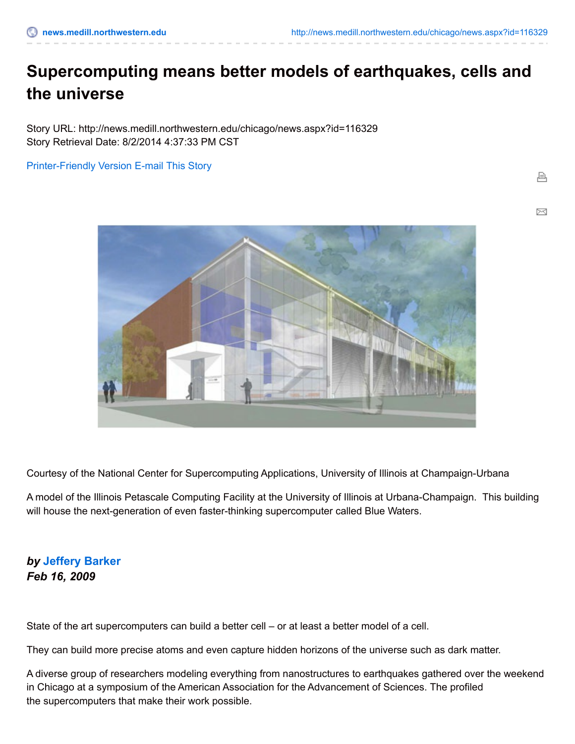# Supercomputing means better models of earthquakes, cells and the universe

Story URL: http://news.medill.northwestern.edu/chicago/news.aspx?id=116329
Story Retrieval Date: 8/2/2014 4:37:33 PM CST

Printer-Friendly Version E-mail This Story

Courtesy of the National Center for Supercomputing Applications, University of Illinois at Champaign-Urbana

A model of the Illinois Petascale Computing Facility at the University of Illinois at Urbana-Champaign. This building will house the next-generation of even faster-thinking supercomputer called Blue Waters.

***by* Jeffery Barker**
***Feb 16, 2009***

State of the art supercomputers can build a better cell – or at least a better model of a cell.

They can build more precise atoms and even capture hidden horizons of the universe such as dark matter.

A diverse group of researchers modeling everything from nanostructures to earthquakes gathered over the weekend in Chicago at a symposium of the American Association for the Advancement of Sciences. The profiled the supercomputers that make their work possible.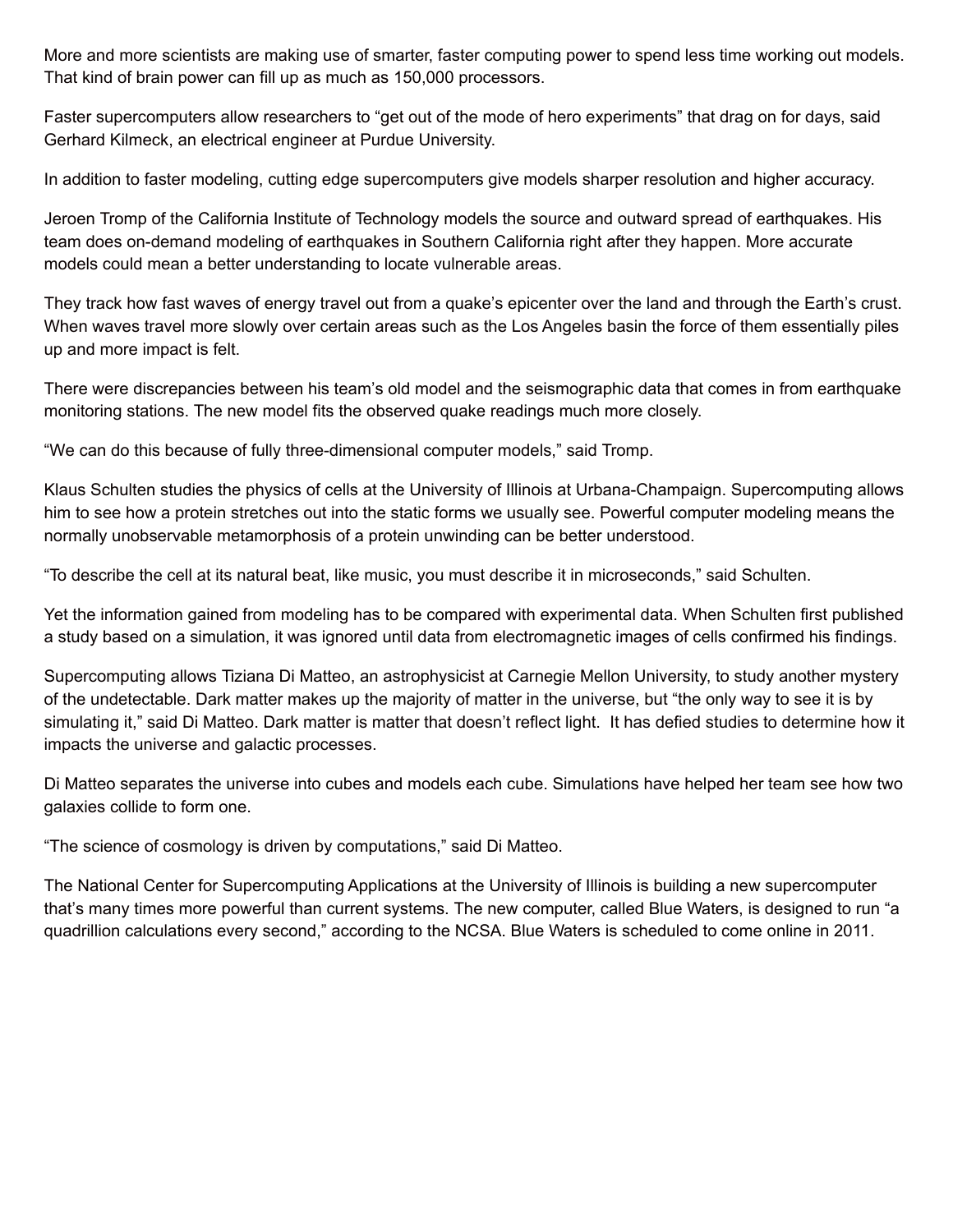More and more scientists are making use of smarter, faster computing power to spend less time working out models. That kind of brain power can fill up as much as 150,000 processors.

Faster supercomputers allow researchers to “get out of the mode of hero experiments” that drag on for days, said Gerhard Kilmeck, an electrical engineer at Purdue University.

In addition to faster modeling, cutting edge supercomputers give models sharper resolution and higher accuracy.

Jeroen Tromp of the California Institute of Technology models the source and outward spread of earthquakes. His team does on-demand modeling of earthquakes in Southern California right after they happen. More accurate models could mean a better understanding to locate vulnerable areas.

They track how fast waves of energy travel out from a quake’s epicenter over the land and through the Earth’s crust. When waves travel more slowly over certain areas such as the Los Angeles basin the force of them essentially piles up and more impact is felt.

There were discrepancies between his team’s old model and the seismographic data that comes in from earthquake monitoring stations. The new model fits the observed quake readings much more closely.

“We can do this because of fully three-dimensional computer models,” said Tromp.

Klaus Schulten studies the physics of cells at the University of Illinois at Urbana-Champaign. Supercomputing allows him to see how a protein stretches out into the static forms we usually see. Powerful computer modeling means the normally unobservable metamorphosis of a protein unwinding can be better understood.

“To describe the cell at its natural beat, like music, you must describe it in microseconds,” said Schulten.

Yet the information gained from modeling has to be compared with experimental data. When Schulten first published a study based on a simulation, it was ignored until data from electromagnetic images of cells confirmed his findings.

Supercomputing allows Tiziana Di Matteo, an astrophysicist at Carnegie Mellon University, to study another mystery of the undetectable. Dark matter makes up the majority of matter in the universe, but “the only way to see it is by simulating it,” said Di Matteo. Dark matter is matter that doesn’t reflect light. It has defied studies to determine how it impacts the universe and galactic processes.

Di Matteo separates the universe into cubes and models each cube. Simulations have helped her team see how two galaxies collide to form one.

“The science of cosmology is driven by computations,” said Di Matteo.

The National Center for Supercomputing Applications at the University of Illinois is building a new supercomputer that’s many times more powerful than current systems. The new computer, called Blue Waters, is designed to run “a quadrillion calculations every second,” according to the NCSA. Blue Waters is scheduled to come online in 2011.